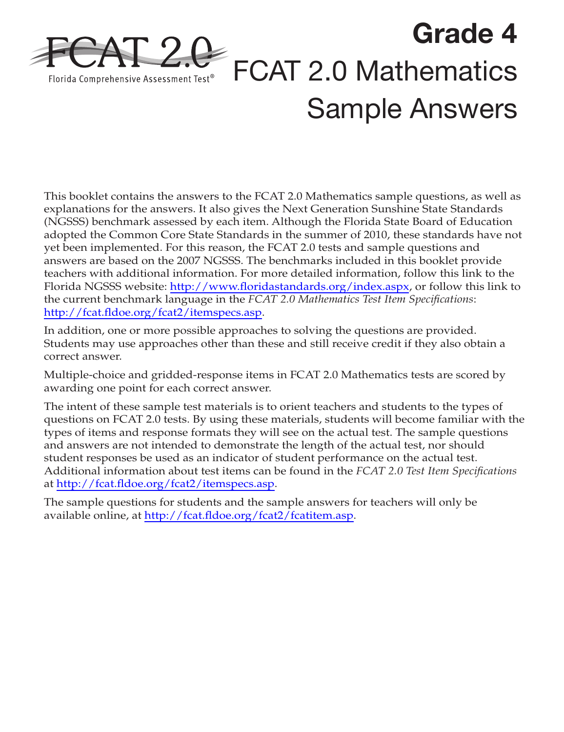FCAT 2.0

Florida Comprehensive Assessment Test®

# Grade 4

# FCAT 2.0 Mathematics Sample Answers

This booklet contains the answers to the FCAT 2.0 Mathematics sample questions, as well as explanations for the answers. It also gives the Next Generation Sunshine State Standards (NGSSS) benchmark assessed by each item. Although the Florida State Board of Education adopted the Common Core State Standards in the summer of 2010, these standards have not yet been implemented. For this reason, the FCAT 2.0 tests and sample questions and answers are based on the 2007 NGSSS. The benchmarks included in this booklet provide teachers with additional information. For more detailed information, follow this link to the Florida NGSSS website: http://www.floridastandards.org/index.aspx, or follow this link to the current benchmark language in the *FCAT 2.0 Mathematics Test Item Specifications*: http://fcat.fldoe.org/fcat2/itemspecs.asp.

In addition, one or more possible approaches to solving the questions are provided. Students may use approaches other than these and still receive credit if they also obtain a correct answer.

Multiple-choice and gridded-response items in FCAT 2.0 Mathematics tests are scored by awarding one point for each correct answer.

The intent of these sample test materials is to orient teachers and students to the types of questions on FCAT 2.0 tests. By using these materials, students will become familiar with the types of items and response formats they will see on the actual test. The sample questions and answers are not intended to demonstrate the length of the actual test, nor should student responses be used as an indicator of student performance on the actual test. Additional information about test items can be found in the *FCAT 2.0 Test Item Specifications* at http://fcat.fldoe.org/fcat2/itemspecs.asp.

The sample questions for students and the sample answers for teachers will only be available online, at http://fcat.fldoe.org/fcat2/fcatitem.asp.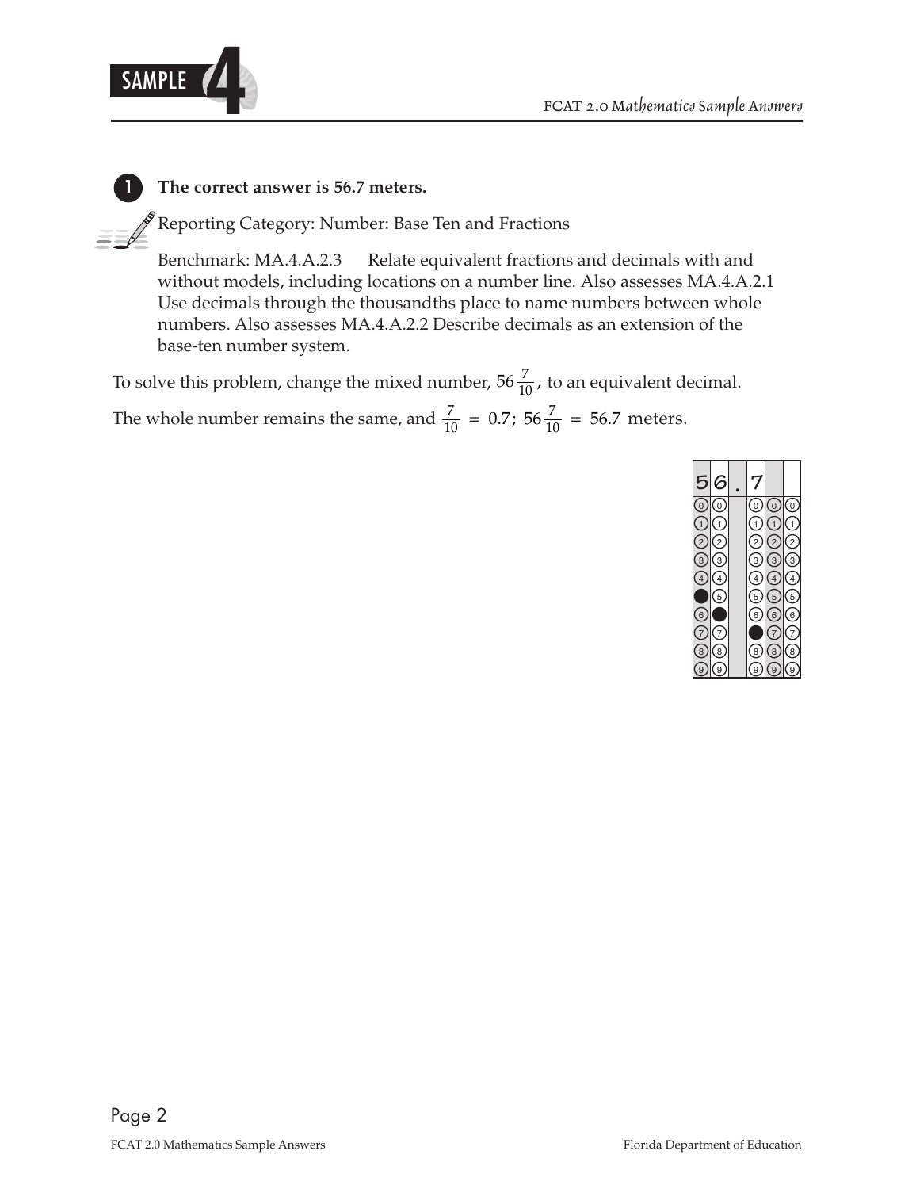**1** **The correct answer is 56.7 meters.**

Reporting Category: Number: Base Ten and Fractions

Benchmark: MA.4.A.2.3 Relate equivalent fractions and decimals with and without models, including locations on a number line. Also assesses MA.4.A.2.1 Use decimals through the thousandths place to name numbers between whole numbers. Also assesses MA.4.A.2.2 Describe decimals as an extension of the base-ten number system.

To solve this problem, change the mixed number, $56\frac{7}{10}$, to an equivalent decimal.

The whole number remains the same, and $\frac{7}{10} = 0.7$; $56\frac{7}{10} = 56.7$ meters.

| 5 | 6 | . | 7 | | |
|---|---|---|---|---|---|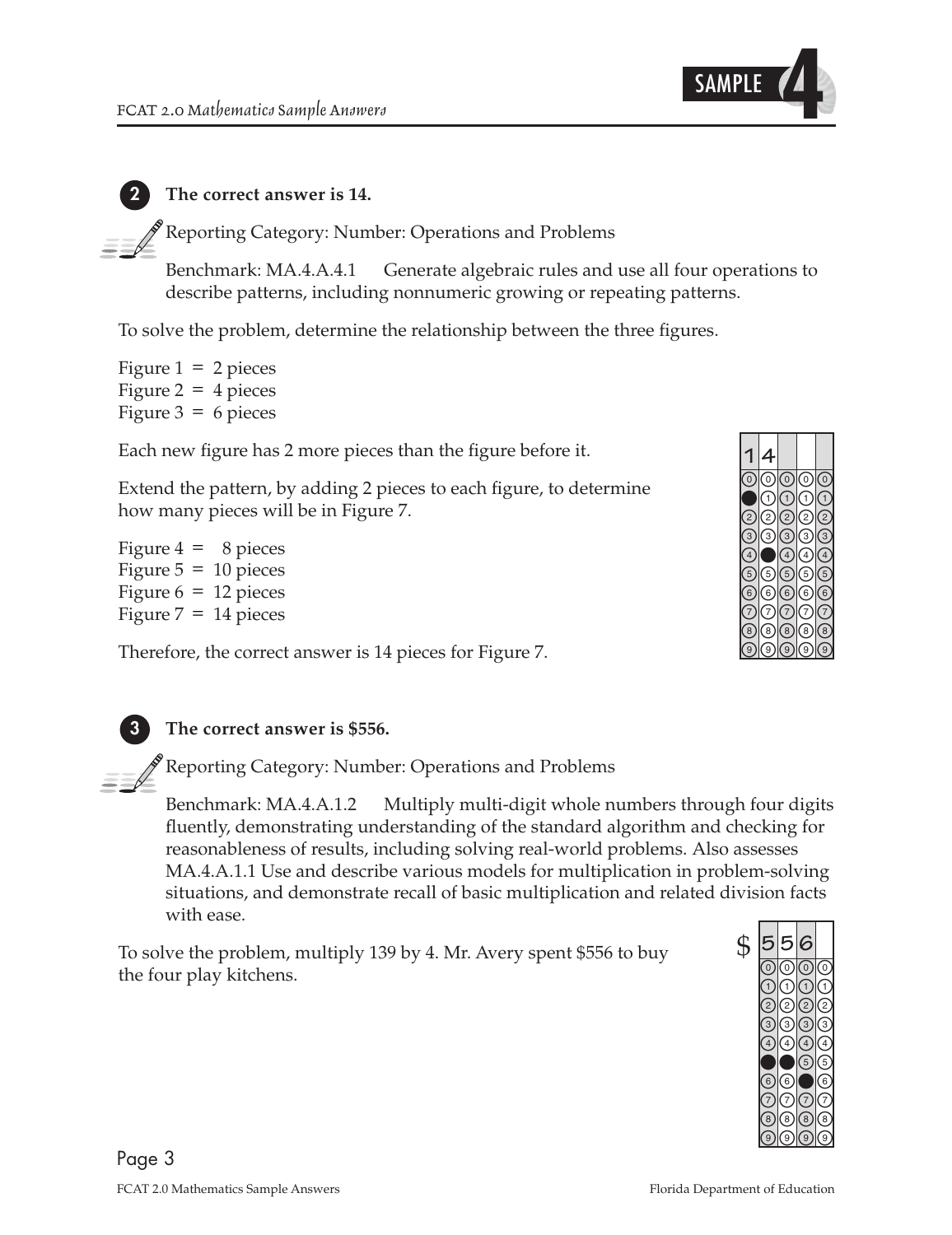**2** **The correct answer is 14.**

Reporting Category: Number: Operations and Problems

Benchmark: MA.4.A.4.1 Generate algebraic rules and use all four operations to describe patterns, including nonnumeric growing or repeating patterns.

To solve the problem, determine the relationship between the three figures.

Figure 1 = 2 pieces
Figure 2 = 4 pieces
Figure 3 = 6 pieces

Each new figure has 2 more pieces than the figure before it.

Extend the pattern, by adding 2 pieces to each figure, to determine how many pieces will be in Figure 7.

Figure 4 = 8 pieces
Figure 5 = 10 pieces
Figure 6 = 12 pieces
Figure 7 = 14 pieces

Therefore, the correct answer is 14 pieces for Figure 7.

| 1 | 4 | | | |
|---|---|---|---|---|

**3** **The correct answer is $556.**

Reporting Category: Number: Operations and Problems

Benchmark: MA.4.A.1.2 Multiply multi-digit whole numbers through four digits fluently, demonstrating understanding of the standard algorithm and checking for reasonableness of results, including solving real-world problems. Also assesses MA.4.A.1.1 Use and describe various models for multiplication in problem-solving situations, and demonstrate recall of basic multiplication and related division facts with ease.

To solve the problem, multiply 139 by 4. Mr. Avery spent $556 to buy the four play kitchens.

| $ | 5 | 5 | 6 | |
|---|---|---|---|---|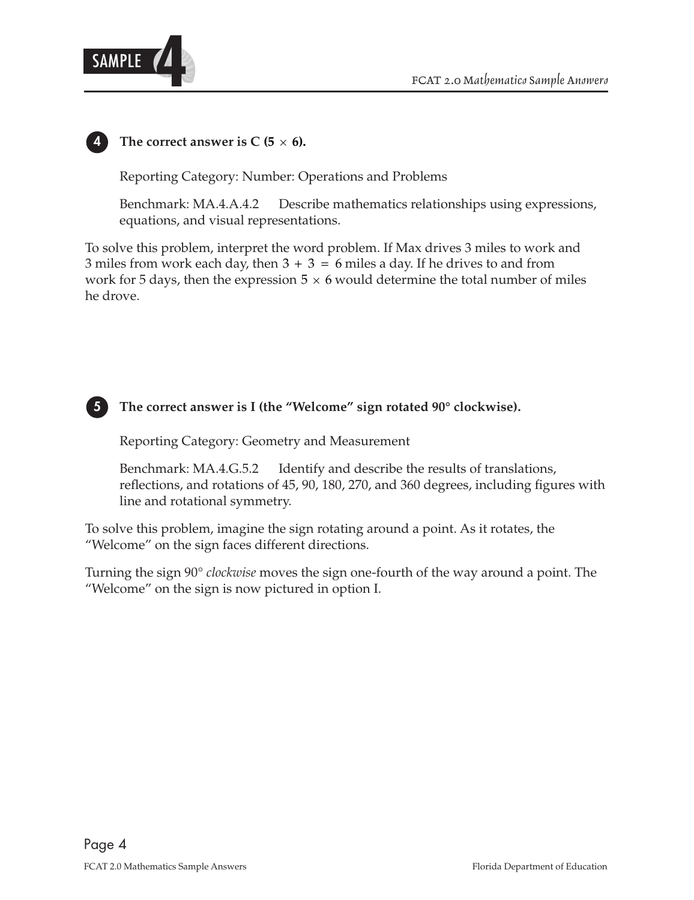**4** **The correct answer is C ($5 \times 6$).**

Reporting Category: Number: Operations and Problems

Benchmark: MA.4.A.4.2 Describe mathematics relationships using expressions, equations, and visual representations.

To solve this problem, interpret the word problem. If Max drives 3 miles to work and 3 miles from work each day, then $3 + 3 = 6$ miles a day. If he drives to and from work for 5 days, then the expression $5 \times 6$ would determine the total number of miles he drove.

**5** **The correct answer is I (the "Welcome" sign rotated 90° clockwise).**

Reporting Category: Geometry and Measurement

Benchmark: MA.4.G.5.2 Identify and describe the results of translations, reflections, and rotations of 45, 90, 180, 270, and 360 degrees, including figures with line and rotational symmetry.

To solve this problem, imagine the sign rotating around a point. As it rotates, the "Welcome" on the sign faces different directions.

Turning the sign 90° *clockwise* moves the sign one-fourth of the way around a point. The "Welcome" on the sign is now pictured in option I.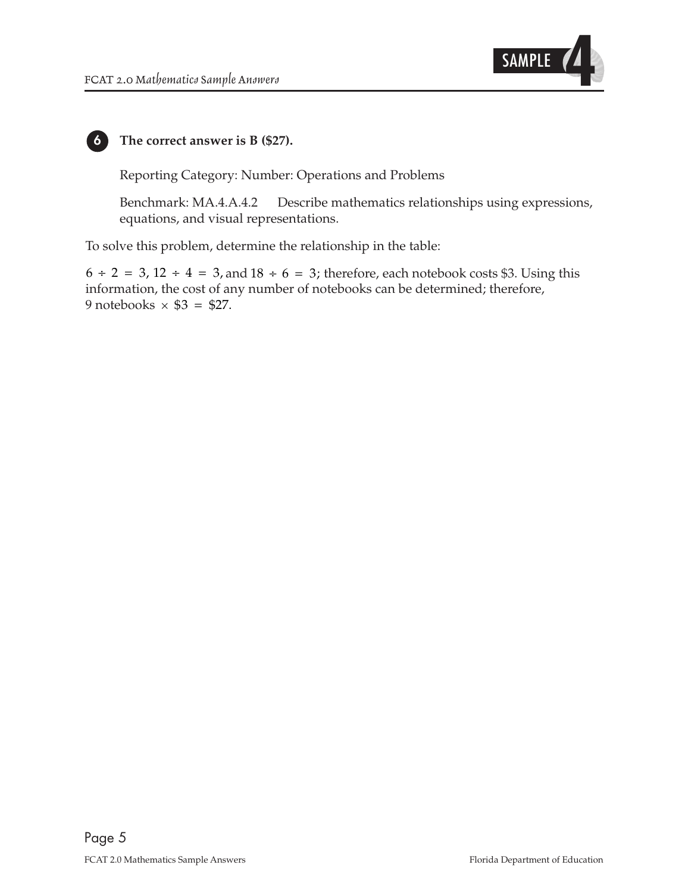**6** **The correct answer is B ($27).**

Reporting Category: Number: Operations and Problems

Benchmark: MA.4.A.4.2 Describe mathematics relationships using expressions, equations, and visual representations.

To solve this problem, determine the relationship in the table:

$6 \div 2 = 3$, $12 \div 4 = 3$, and $18 \div 6 = 3$; therefore, each notebook costs $3. Using this information, the cost of any number of notebooks can be determined; therefore, 9 notebooks $\times$ $3 = $27.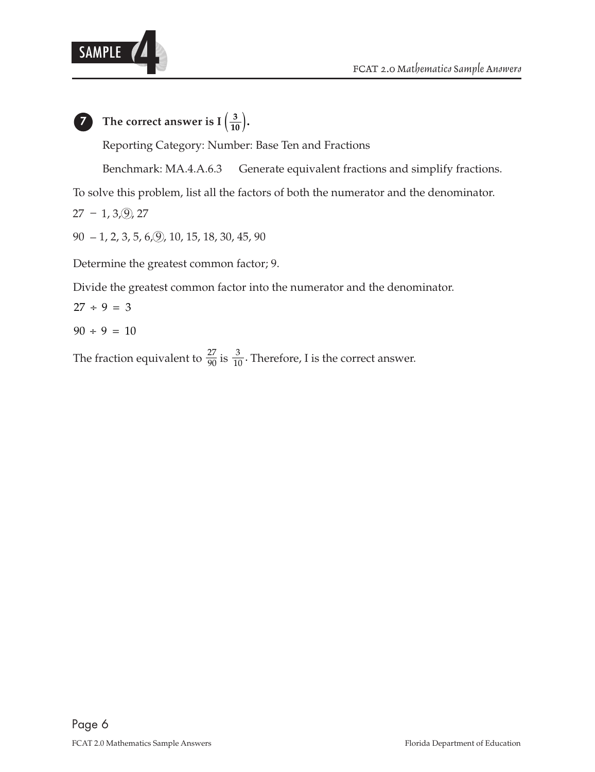**7** **The correct answer is I $\left(\frac{3}{10}\right)$.**

Reporting Category: Number: Base Ten and Fractions

Benchmark: MA.4.A.6.3 Generate equivalent fractions and simplify fractions.

To solve this problem, list all the factors of both the numerator and the denominator.

27 − 1, 3, (9), 27

90 – 1, 2, 3, 5, 6, (9), 10, 15, 18, 30, 45, 90

Determine the greatest common factor; 9.

Divide the greatest common factor into the numerator and the denominator.

$27 \div 9 = 3$

$90 \div 9 = 10$

The fraction equivalent to $\frac{27}{90}$ is $\frac{3}{10}$. Therefore, I is the correct answer.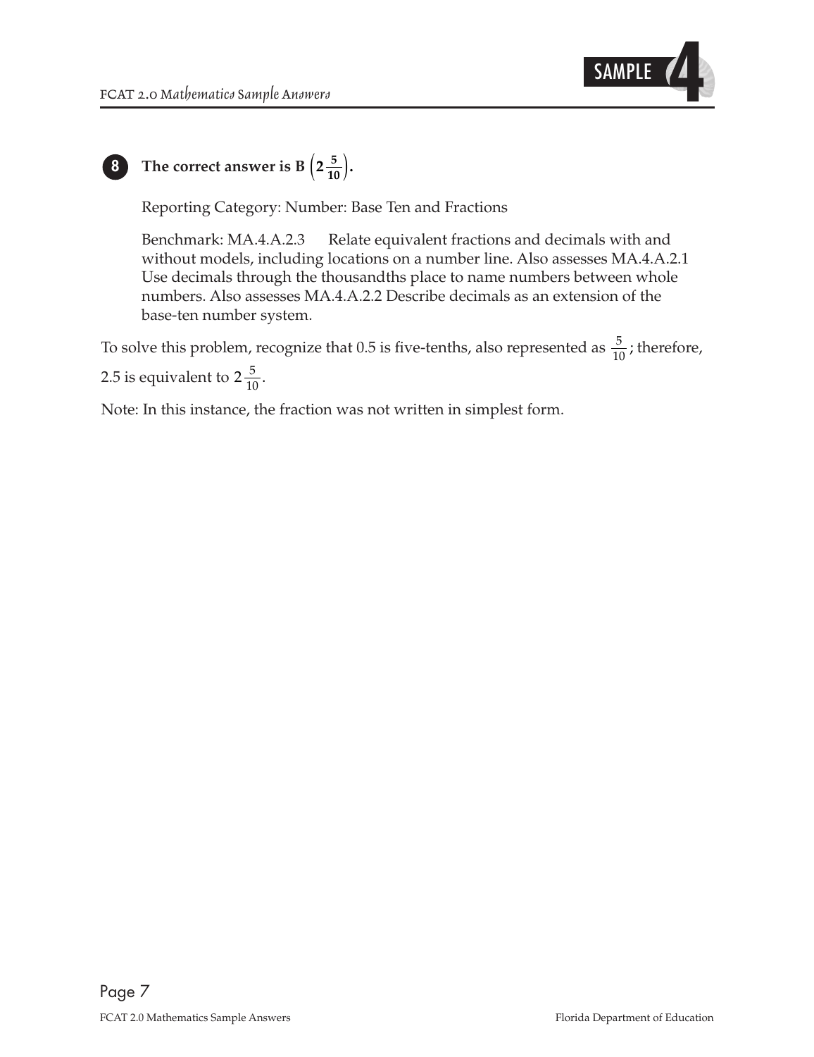**8** **The correct answer is B $\left(2\frac{5}{10}\right)$.**

Reporting Category: Number: Base Ten and Fractions

Benchmark: MA.4.A.2.3 Relate equivalent fractions and decimals with and without models, including locations on a number line. Also assesses MA.4.A.2.1 Use decimals through the thousandths place to name numbers between whole numbers. Also assesses MA.4.A.2.2 Describe decimals as an extension of the base-ten number system.

To solve this problem, recognize that 0.5 is five-tenths, also represented as $\frac{5}{10}$; therefore, 2.5 is equivalent to $2\frac{5}{10}$.

Note: In this instance, the fraction was not written in simplest form.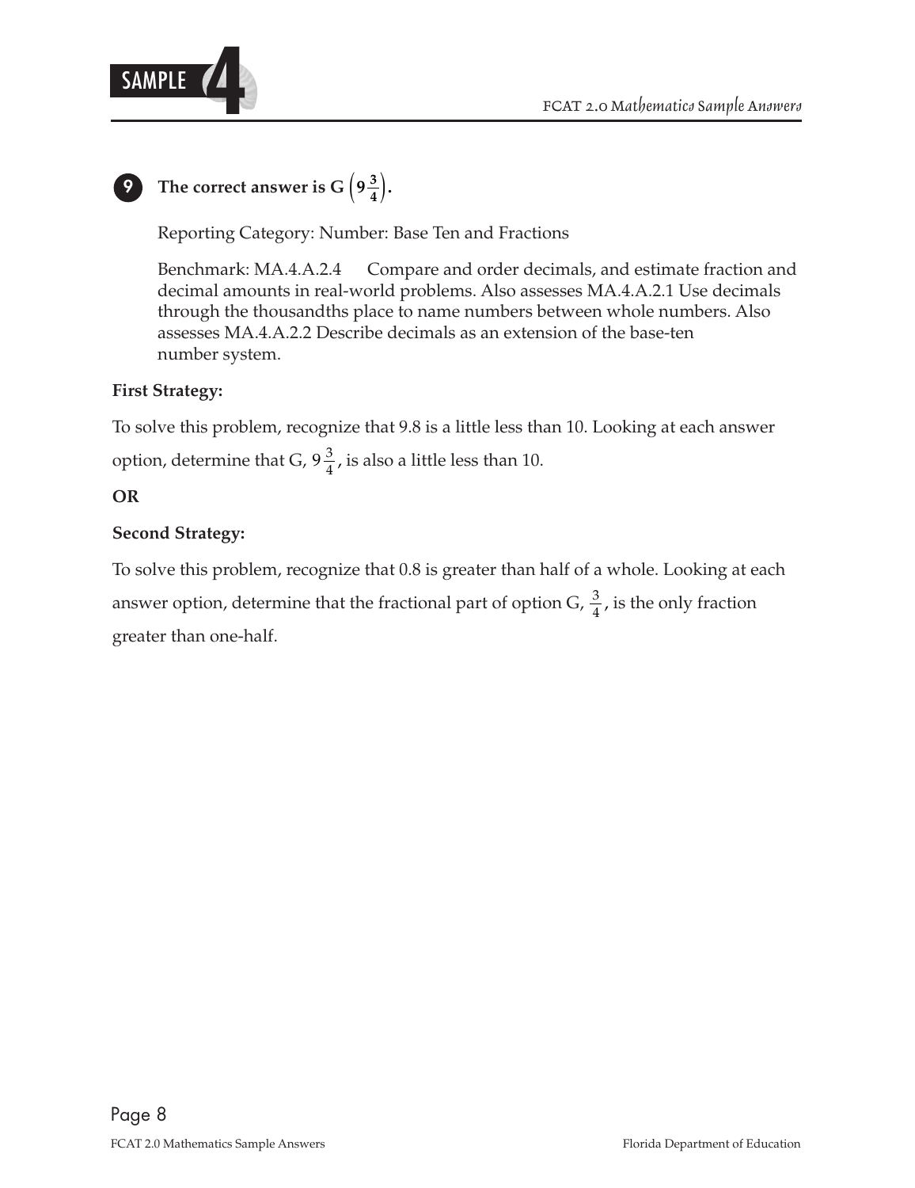**9** **The correct answer is G $\left(9\frac{3}{4}\right)$.**

Reporting Category: Number: Base Ten and Fractions

Benchmark: MA.4.A.2.4 Compare and order decimals, and estimate fraction and decimal amounts in real-world problems. Also assesses MA.4.A.2.1 Use decimals through the thousandths place to name numbers between whole numbers. Also assesses MA.4.A.2.2 Describe decimals as an extension of the base-ten number system.

**First Strategy:**

To solve this problem, recognize that 9.8 is a little less than 10. Looking at each answer option, determine that G, $9\frac{3}{4}$, is also a little less than 10.

**OR**

**Second Strategy:**

To solve this problem, recognize that 0.8 is greater than half of a whole. Looking at each answer option, determine that the fractional part of option G, $\frac{3}{4}$, is the only fraction greater than one-half.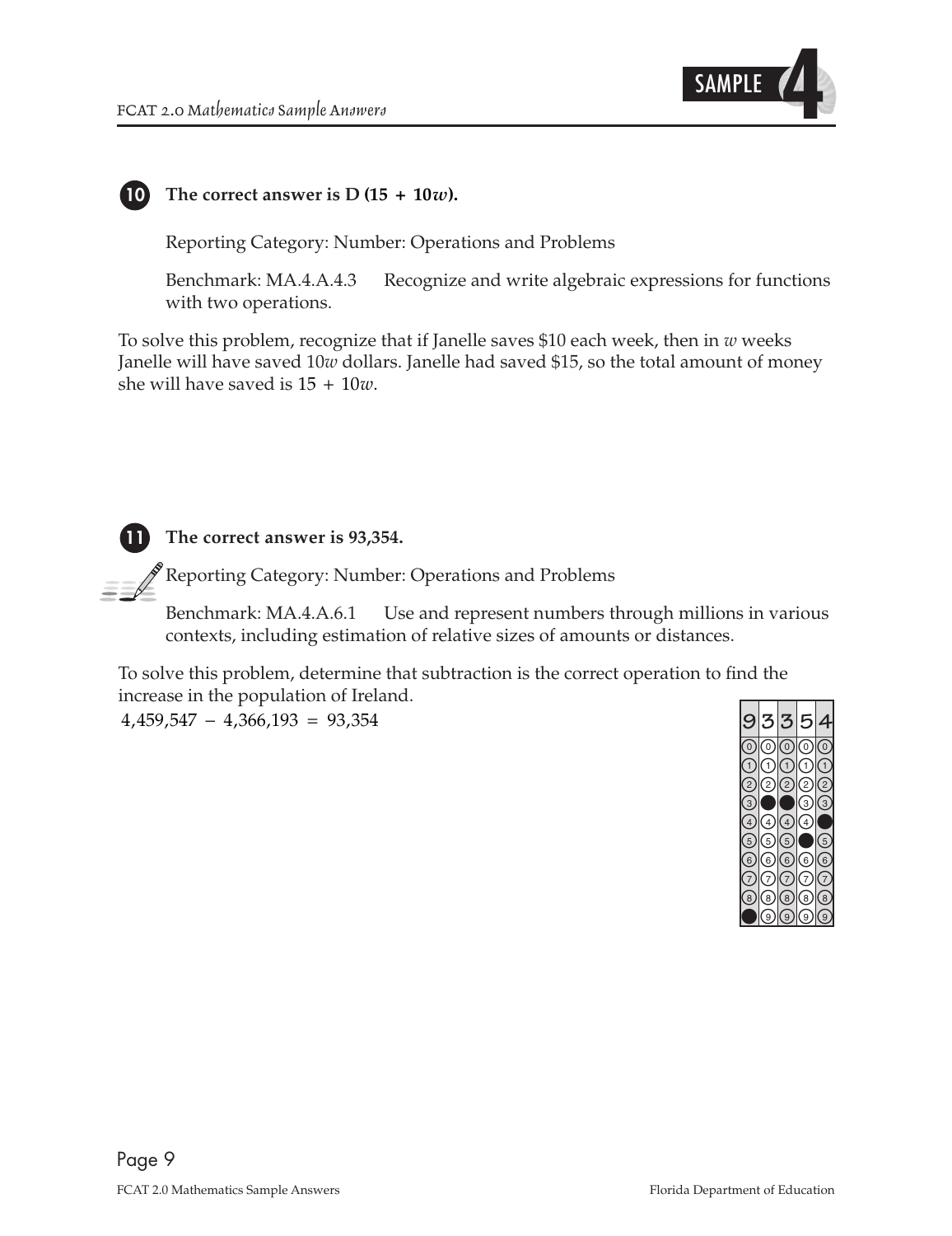**10** **The correct answer is D (15 + 10$w$).**

Reporting Category: Number: Operations and Problems

Benchmark: MA.4.A.4.3 Recognize and write algebraic expressions for functions with two operations.

To solve this problem, recognize that if Janelle saves \$10 each week, then in $w$ weeks Janelle will have saved $10w$ dollars. Janelle had saved \$15, so the total amount of money she will have saved is $15 + 10w$.

**11** **The correct answer is 93,354.**

Reporting Category: Number: Operations and Problems

Benchmark: MA.4.A.6.1 Use and represent numbers through millions in various contexts, including estimation of relative sizes of amounts or distances.

To solve this problem, determine that subtraction is the correct operation to find the increase in the population of Ireland.

$4{,}459{,}547 - 4{,}366{,}193 = 93{,}354$

| 9 | 3 | 3 | 5 | 4 |
|---|---|---|---|---|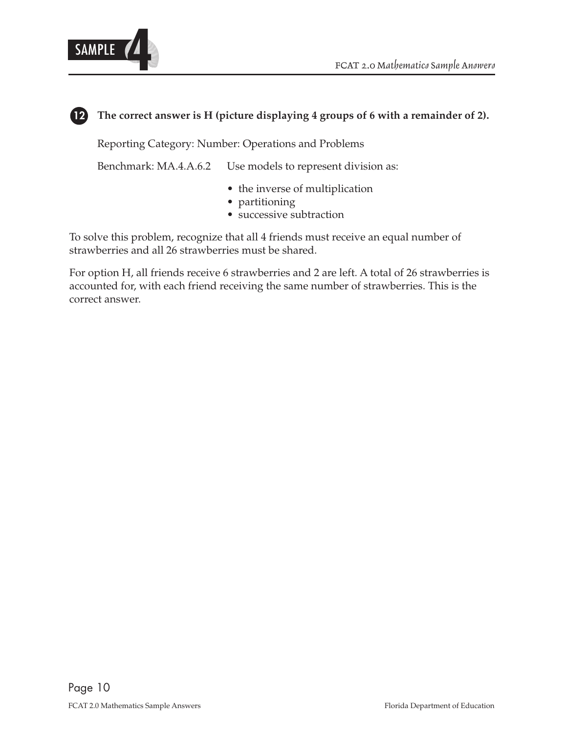**12** **The correct answer is H (picture displaying 4 groups of 6 with a remainder of 2).**

Reporting Category: Number: Operations and Problems

Benchmark: MA.4.A.6.2 Use models to represent division as:

- the inverse of multiplication
- partitioning
- successive subtraction

To solve this problem, recognize that all 4 friends must receive an equal number of strawberries and all 26 strawberries must be shared.

For option H, all friends receive 6 strawberries and 2 are left. A total of 26 strawberries is accounted for, with each friend receiving the same number of strawberries. This is the correct answer.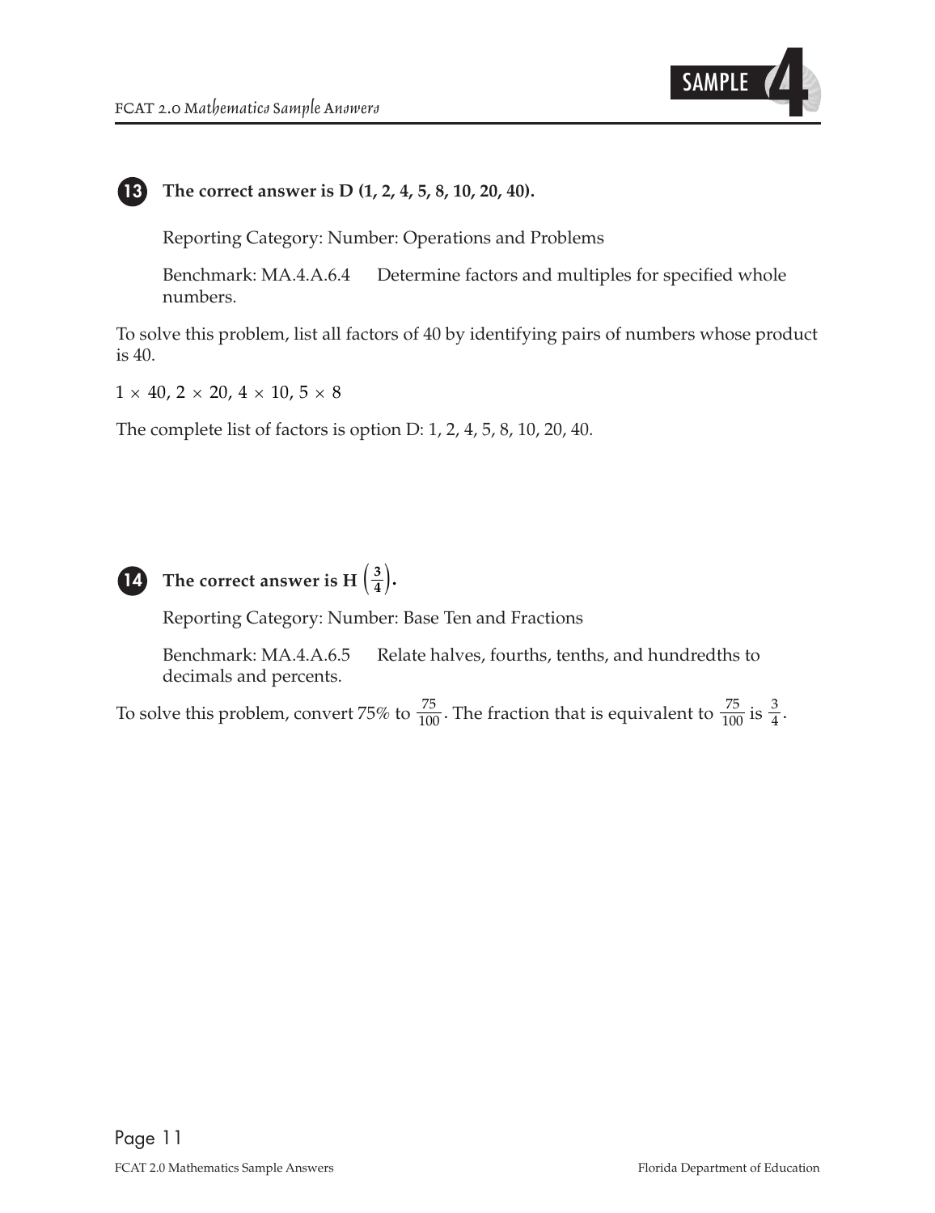**13** **The correct answer is D (1, 2, 4, 5, 8, 10, 20, 40).**

Reporting Category: Number: Operations and Problems

Benchmark: MA.4.A.6.4 Determine factors and multiples for specified whole numbers.

To solve this problem, list all factors of 40 by identifying pairs of numbers whose product is 40.

$1 \times 40$, $2 \times 20$, $4 \times 10$, $5 \times 8$

The complete list of factors is option D: 1, 2, 4, 5, 8, 10, 20, 40.

**14** **The correct answer is H $\left(\frac{3}{4}\right)$.**

Reporting Category: Number: Base Ten and Fractions

Benchmark: MA.4.A.6.5 Relate halves, fourths, tenths, and hundredths to decimals and percents.

To solve this problem, convert 75% to $\frac{75}{100}$. The fraction that is equivalent to $\frac{75}{100}$ is $\frac{3}{4}$.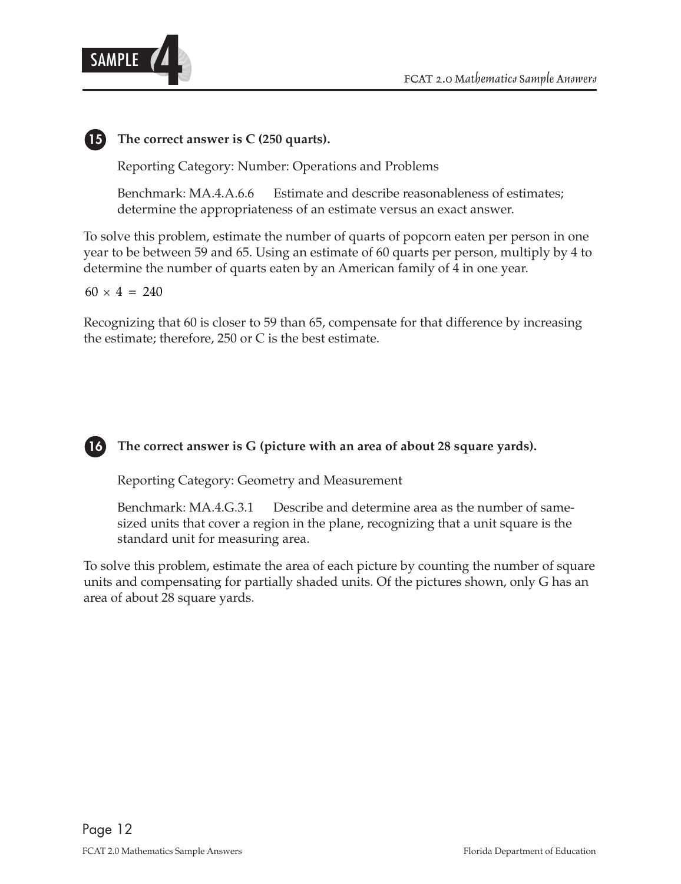**15** **The correct answer is C (250 quarts).**

Reporting Category: Number: Operations and Problems

Benchmark: MA.4.A.6.6 Estimate and describe reasonableness of estimates; determine the appropriateness of an estimate versus an exact answer.

To solve this problem, estimate the number of quarts of popcorn eaten per person in one year to be between 59 and 65. Using an estimate of 60 quarts per person, multiply by 4 to determine the number of quarts eaten by an American family of 4 in one year.

$60 \times 4 = 240$

Recognizing that 60 is closer to 59 than 65, compensate for that difference by increasing the estimate; therefore, 250 or C is the best estimate.

**16** **The correct answer is G (picture with an area of about 28 square yards).**

Reporting Category: Geometry and Measurement

Benchmark: MA.4.G.3.1 Describe and determine area as the number of same-sized units that cover a region in the plane, recognizing that a unit square is the standard unit for measuring area.

To solve this problem, estimate the area of each picture by counting the number of square units and compensating for partially shaded units. Of the pictures shown, only G has an area of about 28 square yards.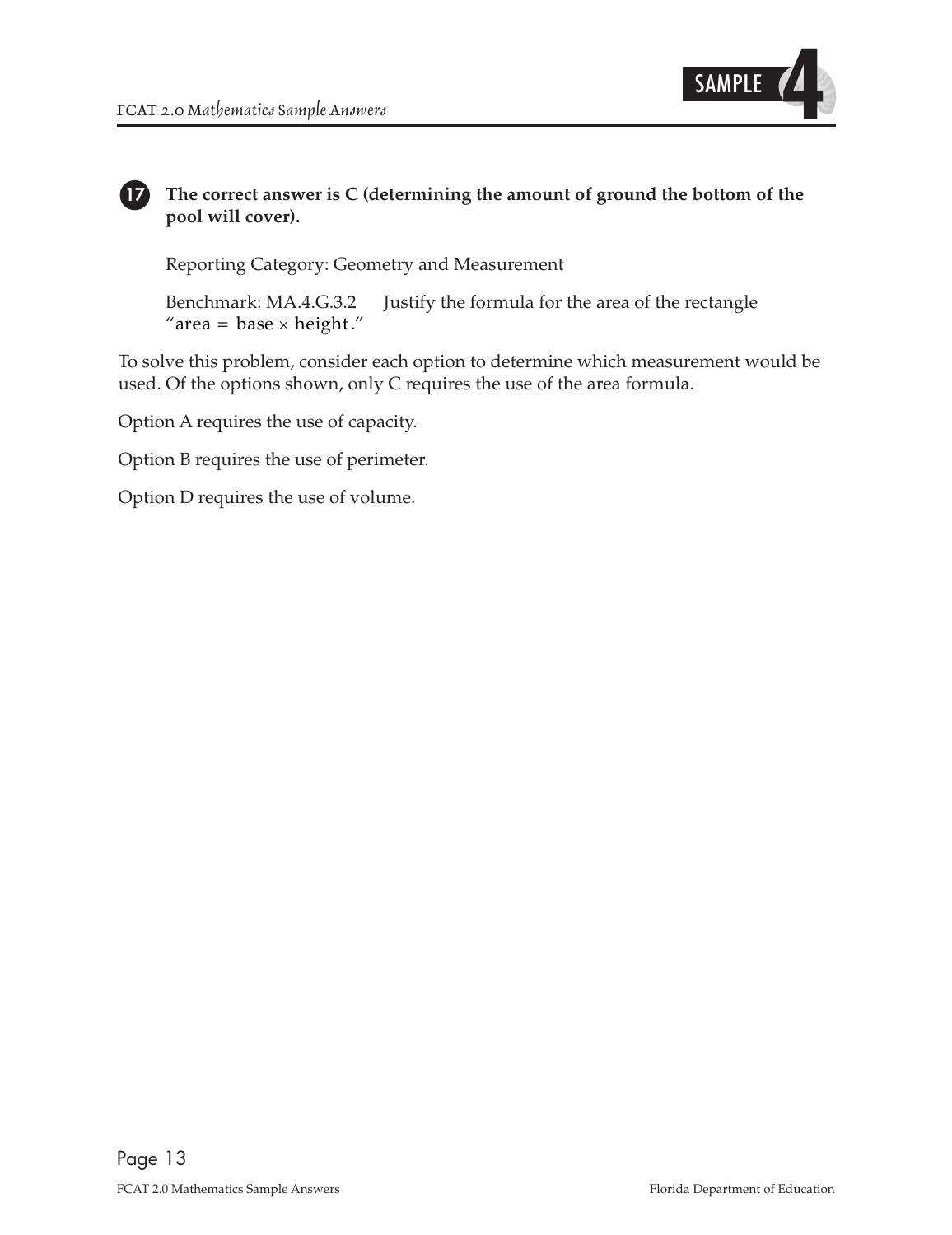**17** **The correct answer is C (determining the amount of ground the bottom of the pool will cover).**

Reporting Category: Geometry and Measurement

Benchmark: MA.4.G.3.2 Justify the formula for the area of the rectangle "$\text{area} = \text{base} \times \text{height}$."

To solve this problem, consider each option to determine which measurement would be used. Of the options shown, only C requires the use of the area formula.

Option A requires the use of capacity.

Option B requires the use of perimeter.

Option D requires the use of volume.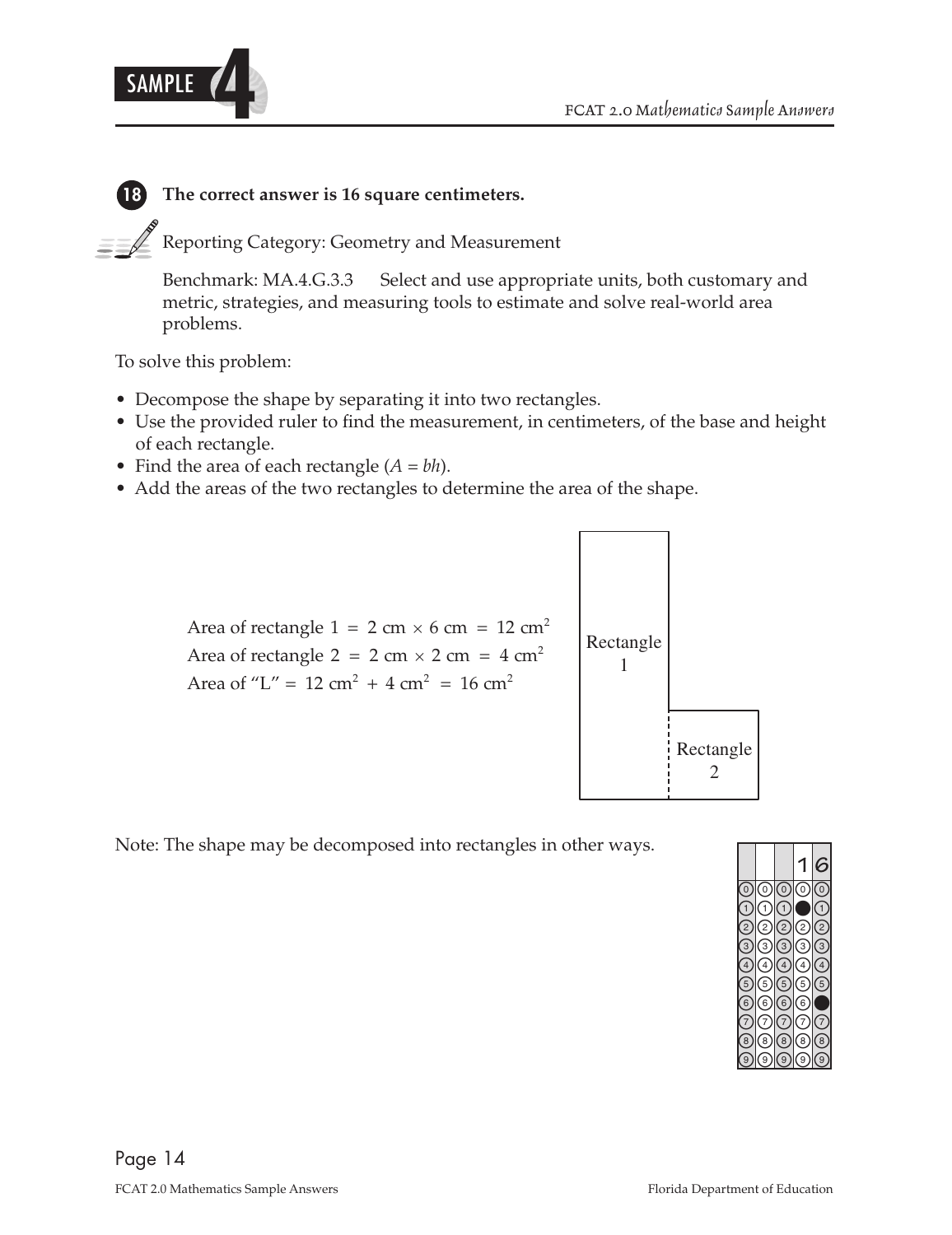**18 The correct answer is 16 square centimeters.**

Reporting Category: Geometry and Measurement

Benchmark: MA.4.G.3.3 Select and use appropriate units, both customary and metric, strategies, and measuring tools to estimate and solve real-world area problems.

To solve this problem:

- Decompose the shape by separating it into two rectangles.
- Use the provided ruler to find the measurement, in centimeters, of the base and height of each rectangle.
- Find the area of each rectangle ($A = bh$).
- Add the areas of the two rectangles to determine the area of the shape.

Area of rectangle 1 = $2 \text{ cm} \times 6 \text{ cm} = 12 \text{ cm}^2$

Area of rectangle 2 = $2 \text{ cm} \times 2 \text{ cm} = 4 \text{ cm}^2$

Area of "L" = $12 \text{ cm}^2 + 4 \text{ cm}^2 = 16 \text{ cm}^2$

Rectangle 1

Rectangle 2

Note: The shape may be decomposed into rectangles in other ways.

| | | | 1 | 6 |
|---|---|---|---|---|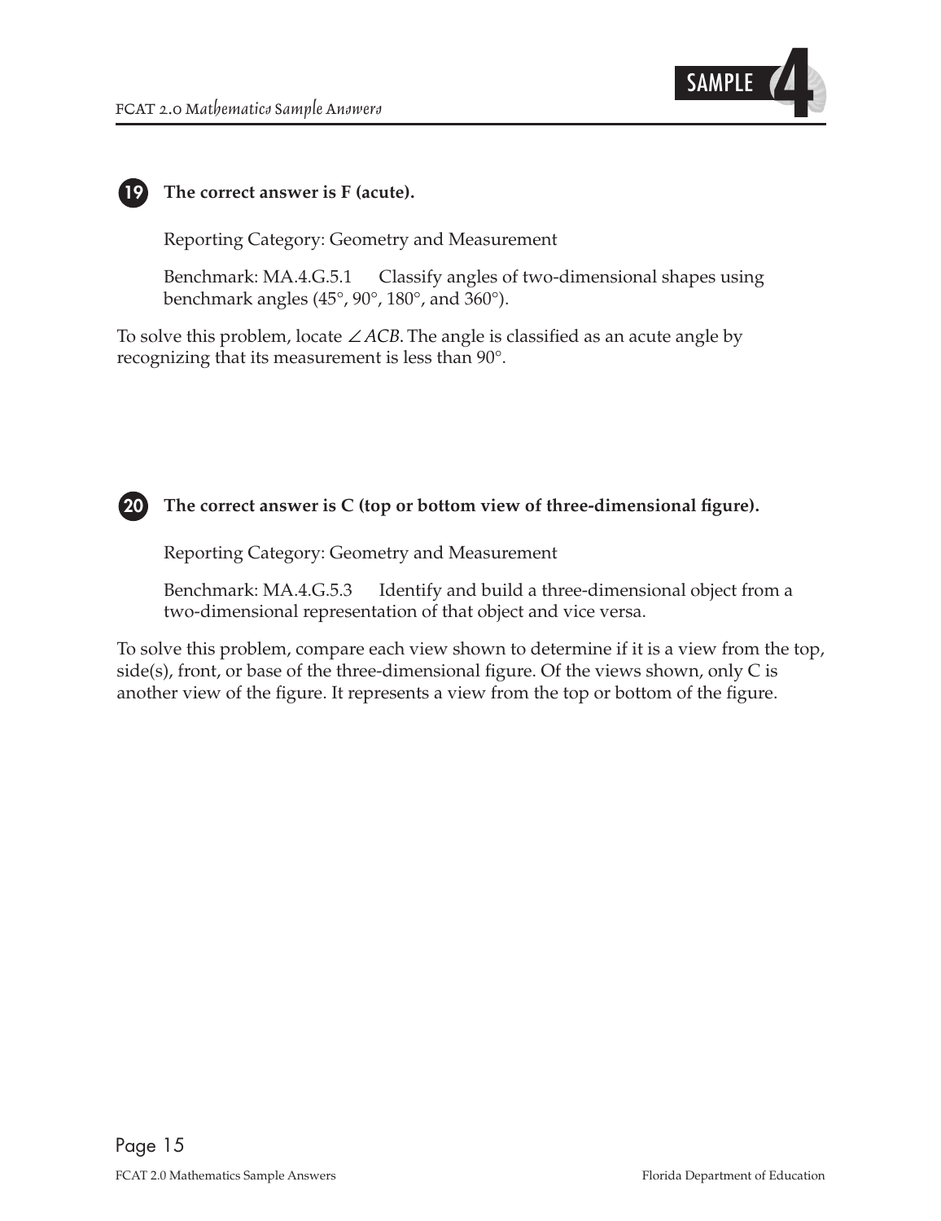**19** **The correct answer is F (acute).**

Reporting Category: Geometry and Measurement

Benchmark: MA.4.G.5.1 Classify angles of two-dimensional shapes using benchmark angles (45°, 90°, 180°, and 360°).

To solve this problem, locate $\angle ACB$. The angle is classified as an acute angle by recognizing that its measurement is less than 90°.

**20** **The correct answer is C (top or bottom view of three-dimensional figure).**

Reporting Category: Geometry and Measurement

Benchmark: MA.4.G.5.3 Identify and build a three-dimensional object from a two-dimensional representation of that object and vice versa.

To solve this problem, compare each view shown to determine if it is a view from the top, side(s), front, or base of the three-dimensional figure. Of the views shown, only C is another view of the figure. It represents a view from the top or bottom of the figure.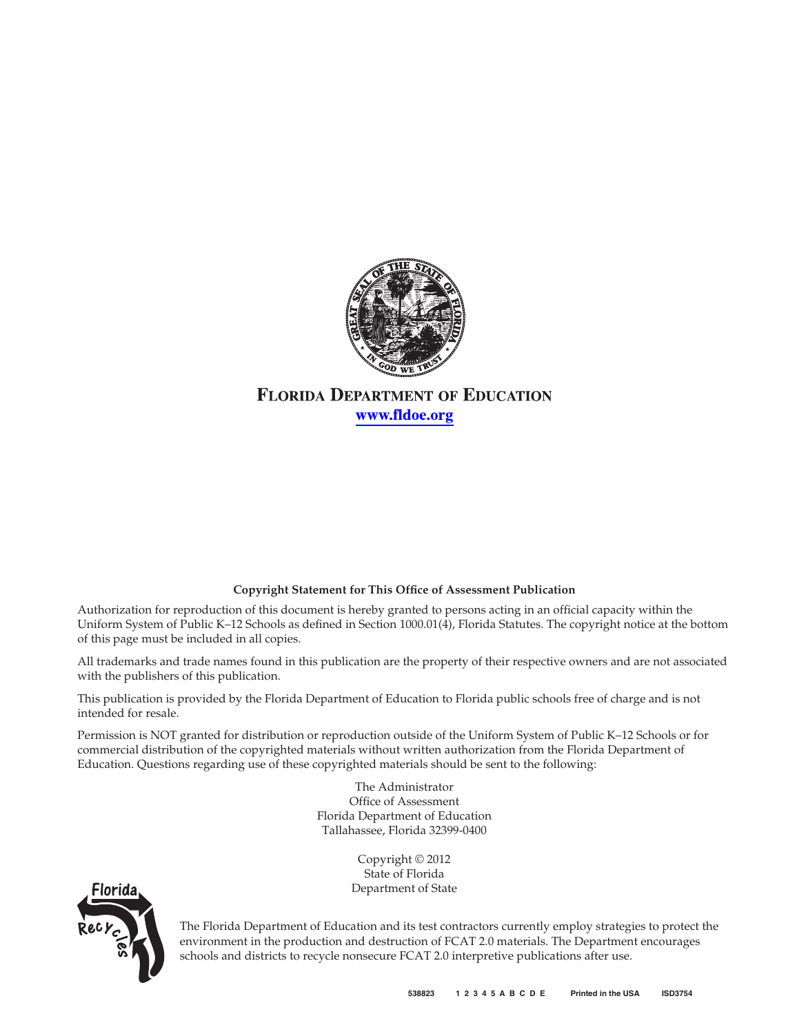**FLORIDA DEPARTMENT OF EDUCATION**

www.fldoe.org

**Copyright Statement for This Office of Assessment Publication**

Authorization for reproduction of this document is hereby granted to persons acting in an official capacity within the Uniform System of Public K–12 Schools as defined in Section 1000.01(4), Florida Statutes. The copyright notice at the bottom of this page must be included in all copies.

All trademarks and trade names found in this publication are the property of their respective owners and are not associated with the publishers of this publication.

This publication is provided by the Florida Department of Education to Florida public schools free of charge and is not intended for resale.

Permission is NOT granted for distribution or reproduction outside of the Uniform System of Public K–12 Schools or for commercial distribution of the copyrighted materials without written authorization from the Florida Department of Education. Questions regarding use of these copyrighted materials should be sent to the following:

The Administrator
Office of Assessment
Florida Department of Education
Tallahassee, Florida 32399-0400

Copyright © 2012
State of Florida
Department of State

The Florida Department of Education and its test contractors currently employ strategies to protect the environment in the production and destruction of FCAT 2.0 materials. The Department encourages schools and districts to recycle nonsecure FCAT 2.0 interpretive publications after use.

538823 1 2 3 4 5 A B C D E Printed in the USA ISD3754